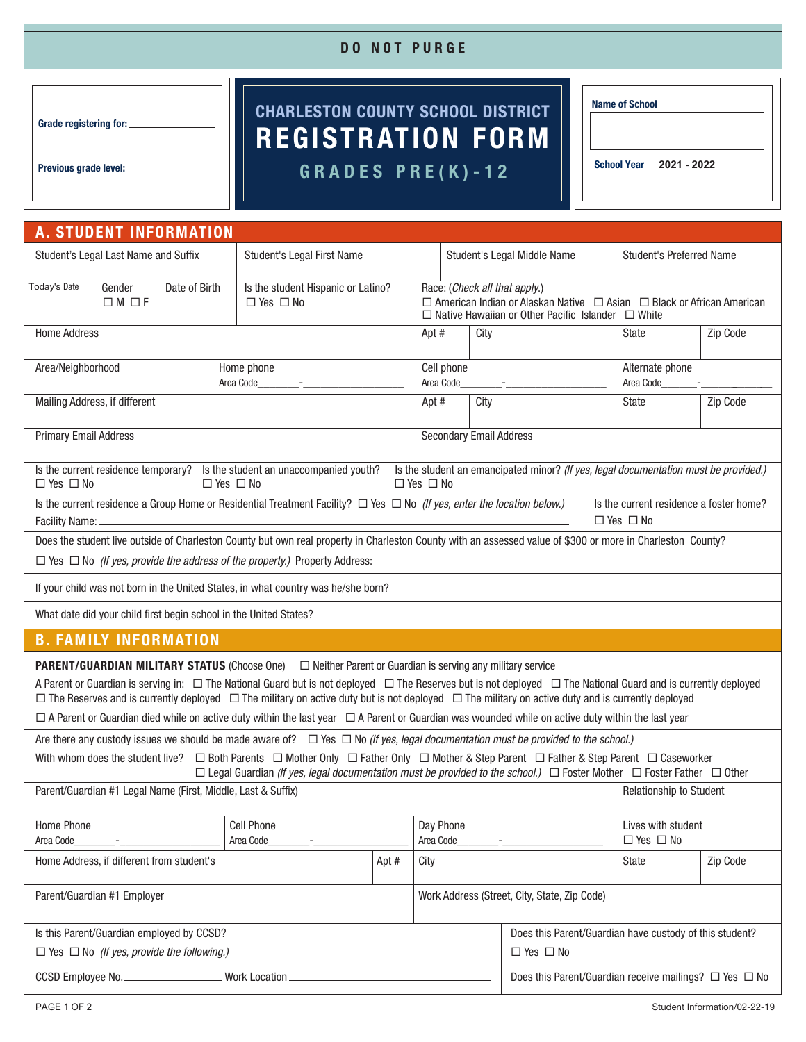**DO NOT PURGE**

Grade registering for: ______________

Previous grade level: ______________

# CHARLESTON COUNTY SCHOOL DISTRICT REGISTRATION FORM

## GRADES PRE(K)-12

**Name of School**

**School Year** 2021 - 2022

## A. STUDENT INFORMATION

| Student's Legal Last Name and Suffix | Student's Legal First Name | Student's Legal Middle Name | Student's Preferred Name |
|---|---|---|---|
| | | | |

| Today's Date | Gender | Date of Birth | Is the student Hispanic or Latino? | Race: (*Check all that apply.*) |
|---|---|---|---|---|
| | ☐ M ☐ F | | ☐ Yes ☐ No | ☐ American Indian or Alaskan Native ☐ Asian ☐ Black or African American ☐ Native Hawaiian or Other Pacific Islander ☐ White |

| Home Address | Apt # | City | State | Zip Code |
|---|---|---|---|---|
| | | | | |

| Area/Neighborhood | Home phone | Cell phone | Alternate phone |
|---|---|---|---|
| | Area Code________-__________________ | Area Code________-__________________ | Area Code_______-__________ |

| Mailing Address, if different | Apt # | City | State | Zip Code |
|---|---|---|---|---|
| | | | | |

| Primary Email Address | Secondary Email Address |
|---|---|
| | |

| Is the current residence temporary? | Is the student an unaccompanied youth? | Is the student an emancipated minor? *(If yes, legal documentation must be provided.)* |
|---|---|---|
| ☐ Yes ☐ No | ☐ Yes ☐ No | ☐ Yes ☐ No |

Is the current residence a Group Home or Residential Treatment Facility? ☐ Yes ☐ No *(If yes, enter the location below.)*
Facility Name: ____________________

Is the current residence a foster home? ☐ Yes ☐ No

Does the student live outside of Charleston County but own real property in Charleston County with an assessed value of $300 or more in Charleston County?

☐ Yes ☐ No *(If yes, provide the address of the property.)* Property Address: ____________________

If your child was not born in the United States, in what country was he/she born?

What date did your child first begin school in the United States?

## B. FAMILY INFORMATION

**PARENT/GUARDIAN MILITARY STATUS** (Choose One) ☐ Neither Parent or Guardian is serving any military service

A Parent or Guardian is serving in: ☐ The National Guard but is not deployed ☐ The Reserves but is not deployed ☐ The National Guard and is currently deployed ☐ The Reserves and is currently deployed ☐ The military on active duty but is not deployed ☐ The military on active duty and is currently deployed

☐ A Parent or Guardian died while on active duty within the last year ☐ A Parent or Guardian was wounded while on active duty within the last year

Are there any custody issues we should be made aware of? ☐ Yes ☐ No *(If yes, legal documentation must be provided to the school.)*

With whom does the student live? ☐ Both Parents ☐ Mother Only ☐ Father Only ☐ Mother & Step Parent ☐ Father & Step Parent ☐ Caseworker ☐ Legal Guardian *(If yes, legal documentation must be provided to the school.)* ☐ Foster Mother ☐ Foster Father ☐ Other

| Parent/Guardian #1 Legal Name (First, Middle, Last & Suffix) | Relationship to Student |
|---|---|
| | |

| Home Phone | Cell Phone | Day Phone | Lives with student |
|---|---|---|---|
| Area Code________-__________________ | Area Code________-__________________ | Area Code________-__________________ | ☐ Yes ☐ No |

| Home Address, if different from student's | Apt # | City | State | Zip Code |
|---|---|---|---|---|
| | | | | |

| Parent/Guardian #1 Employer | Work Address (Street, City, State, Zip Code) |
|---|---|
| | |

Is this Parent/Guardian employed by CCSD?
☐ Yes ☐ No *(If yes, provide the following.)*
CCSD Employee No. ______________ Work Location ______________

Does this Parent/Guardian have custody of this student?
☐ Yes ☐ No
Does this Parent/Guardian receive mailings? ☐ Yes ☐ No

Student Information/02-22-19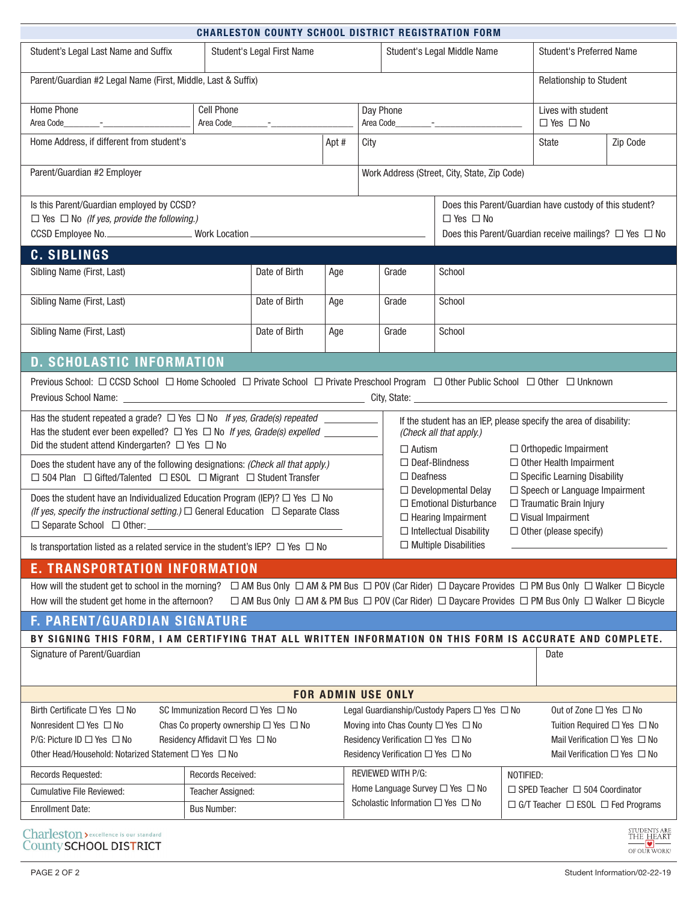## CHARLESTON COUNTY SCHOOL DISTRICT REGISTRATION FORM

| Student's Legal Last Name and Suffix | Student's Legal First Name | Student's Legal Middle Name | Student's Preferred Name |
|---|---|---|---|
| | | | |

| Parent/Guardian #2 Legal Name (First, Middle, Last & Suffix) | Relationship to Student |
|---|---|
| | |

| Home Phone | Cell Phone | Day Phone | Lives with student |
|---|---|---|---|
| Area Code________-__________________ | Area Code________-__________________ | Area Code________-__________________ | ☐ Yes ☐ No |

| Home Address, if different from student's | Apt # | City | State | Zip Code |
|---|---|---|---|---|
| | | | | |

| Parent/Guardian #2 Employer | Work Address (Street, City, State, Zip Code) |
|---|---|
| | |

Is this Parent/Guardian employed by CCSD?
☐ Yes ☐ No *(If yes, provide the following.)*
CCSD Employee No.________________ Work Location ________________

Does this Parent/Guardian have custody of this student?
☐ Yes ☐ No
Does this Parent/Guardian receive mailings? ☐ Yes ☐ No

## C. SIBLINGS

| Sibling Name (First, Last) | Date of Birth | Age | Grade | School |
|---|---|---|---|---|
| | | | | |
| | | | | |
| | | | | |

## D. SCHOLASTIC INFORMATION

Previous School: ☐ CCSD School ☐ Home Schooled ☐ Private School ☐ Private Preschool Program ☐ Other Public School ☐ Other ☐ Unknown

Previous School Name: ________________________________ City, State: ________________________________

Has the student repeated a grade? ☐ Yes ☐ No *If yes, Grade(s) repeated* __________
Has the student ever been expelled? ☐ Yes ☐ No *If yes, Grade(s) expelled* __________
Did the student attend Kindergarten? ☐ Yes ☐ No

Does the student have any of the following designations: *(Check all that apply.)*
☐ 504 Plan ☐ Gifted/Talented ☐ ESOL ☐ Migrant ☐ Student Transfer

Does the student have an Individualized Education Program (IEP)? ☐ Yes ☐ No
*(If yes, specify the instructional setting.)* ☐ General Education ☐ Separate Class
☐ Separate School ☐ Other: ________________________________

Is transportation listed as a related service in the student's IEP? ☐ Yes ☐ No

If the student has an IEP, please specify the area of disability:
*(Check all that apply.)*

- ☐ Autism
- ☐ Deaf-Blindness
- ☐ Deafness
- ☐ Developmental Delay
- ☐ Emotional Disturbance
- ☐ Hearing Impairment
- ☐ Intellectual Disability
- ☐ Multiple Disabilities
- ☐ Orthopedic Impairment
- ☐ Other Health Impairment
- ☐ Specific Learning Disability
- ☐ Speech or Language Impairment
- ☐ Traumatic Brain Injury
- ☐ Visual Impairment
- ☐ Other (please specify) ________________

## E. TRANSPORTATION INFORMATION

How will the student get to school in the morning? ☐ AM Bus Only ☐ AM & PM Bus ☐ POV (Car Rider) ☐ Daycare Provides ☐ PM Bus Only ☐ Walker ☐ Bicycle

How will the student get home in the afternoon? ☐ AM Bus Only ☐ AM & PM Bus ☐ POV (Car Rider) ☐ Daycare Provides ☐ PM Bus Only ☐ Walker ☐ Bicycle

## F. PARENT/GUARDIAN SIGNATURE

**BY SIGNING THIS FORM, I AM CERTIFYING THAT ALL WRITTEN INFORMATION ON THIS FORM IS ACCURATE AND COMPLETE.**

| Signature of Parent/Guardian | Date |
|---|---|
| | |

### FOR ADMIN USE ONLY

| | | | |
|---|---|---|---|
| Birth Certificate ☐ Yes ☐ No | SC Immunization Record ☐ Yes ☐ No | Legal Guardianship/Custody Papers ☐ Yes ☐ No | Out of Zone ☐ Yes ☐ No |
| Nonresident ☐ Yes ☐ No | Chas Co property ownership ☐ Yes ☐ No | Moving into Chas County ☐ Yes ☐ No | Tuition Required ☐ Yes ☐ No |
| P/G: Picture ID ☐ Yes ☐ No | Residency Affidavit ☐ Yes ☐ No | Residency Verification ☐ Yes ☐ No | Mail Verification ☐ Yes ☐ No |
| Other Head/Household: Notarized Statement ☐ Yes ☐ No | | Residency Verification ☐ Yes ☐ No | Mail Verification ☐ Yes ☐ No |

| | | | |
|---|---|---|---|
| Records Requested: | Records Received: | REVIEWED WITH P/G: | NOTIFIED: |
| Cumulative File Reviewed: | Teacher Assigned: | Home Language Survey ☐ Yes ☐ No | ☐ SPED Teacher ☐ 504 Coordinator |
| Enrollment Date: | Bus Number: | Scholastic Information ☐ Yes ☐ No | ☐ G/T Teacher ☐ ESOL ☐ Fed Programs |

Charleston County SCHOOL DISTRICT > excellence is our standard

STUDENTS ARE THE HEART OF OUR WORK!

Student Information/02-22-19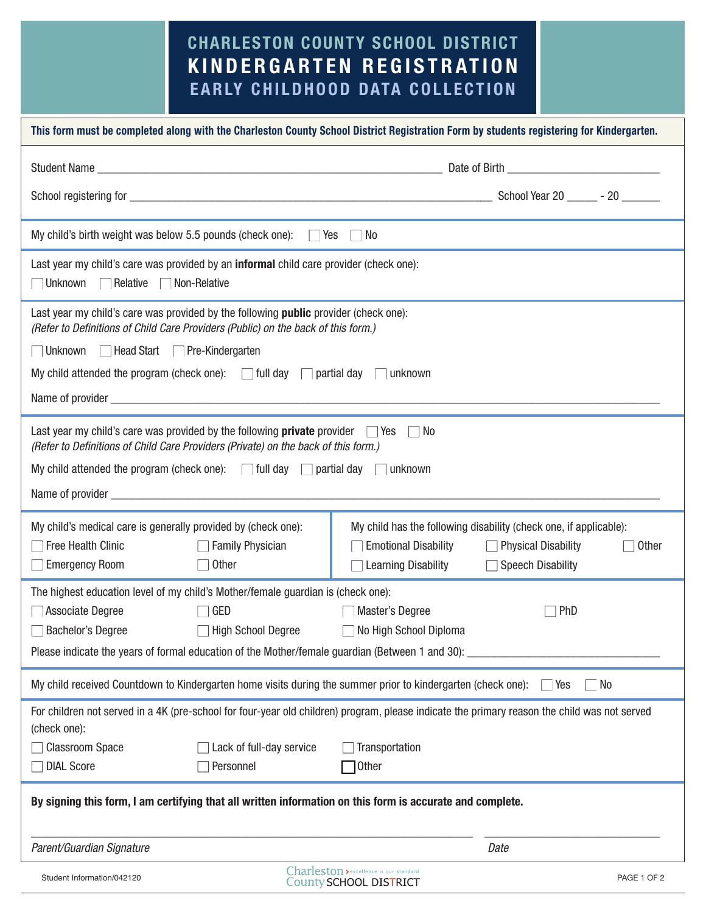# CHARLESTON COUNTY SCHOOL DISTRICT
# KINDERGARTEN REGISTRATION
## EARLY CHILDHOOD DATA COLLECTION

**This form must be completed along with the Charleston County School District Registration Form by students registering for Kindergarten.**

Student Name ______________________________ Date of Birth ______________________

School registering for ______________________________ School Year 20 _____ - 20 ______

My child's birth weight was below 5.5 pounds (check one): ☐ Yes ☐ No

Last year my child's care was provided by an **informal** child care provider (check one):

☐ Unknown ☐ Relative ☐ Non-Relative

Last year my child's care was provided by the following **public** provider (check one):
*(Refer to Definitions of Child Care Providers (Public) on the back of this form.)*

☐ Unknown ☐ Head Start ☐ Pre-Kindergarten

My child attended the program (check one): ☐ full day ☐ partial day ☐ unknown

Name of provider ______________________________

Last year my child's care was provided by the following **private** provider ☐ Yes ☐ No
*(Refer to Definitions of Child Care Providers (Private) on the back of this form.)*

My child attended the program (check one): ☐ full day ☐ partial day ☐ unknown

Name of provider ______________________________

My child's medical care is generally provided by (check one):

☐ Free Health Clinic ☐ Family Physician
☐ Emergency Room ☐ Other

My child has the following disability (check one, if applicable):

☐ Emotional Disability ☐ Physical Disability ☐ Other
☐ Learning Disability ☐ Speech Disability

The highest education level of my child's Mother/female guardian is (check one):

☐ Associate Degree ☐ GED ☐ Master's Degree ☐ PhD
☐ Bachelor's Degree ☐ High School Degree ☐ No High School Diploma

Please indicate the years of formal education of the Mother/female guardian (Between 1 and 30): ______________________

My child received Countdown to Kindergarten home visits during the summer prior to kindergarten (check one): ☐ Yes ☐ No

For children not served in a 4K (pre-school for four-year old children) program, please indicate the primary reason the child was not served (check one):

☐ Classroom Space ☐ Lack of full-day service ☐ Transportation
☐ DIAL Score ☐ Personnel ☐ Other

**By signing this form, I am certifying that all written information on this form is accurate and complete.**

______________________________ ______________________

*Parent/Guardian Signature* *Date*

Student Information/042120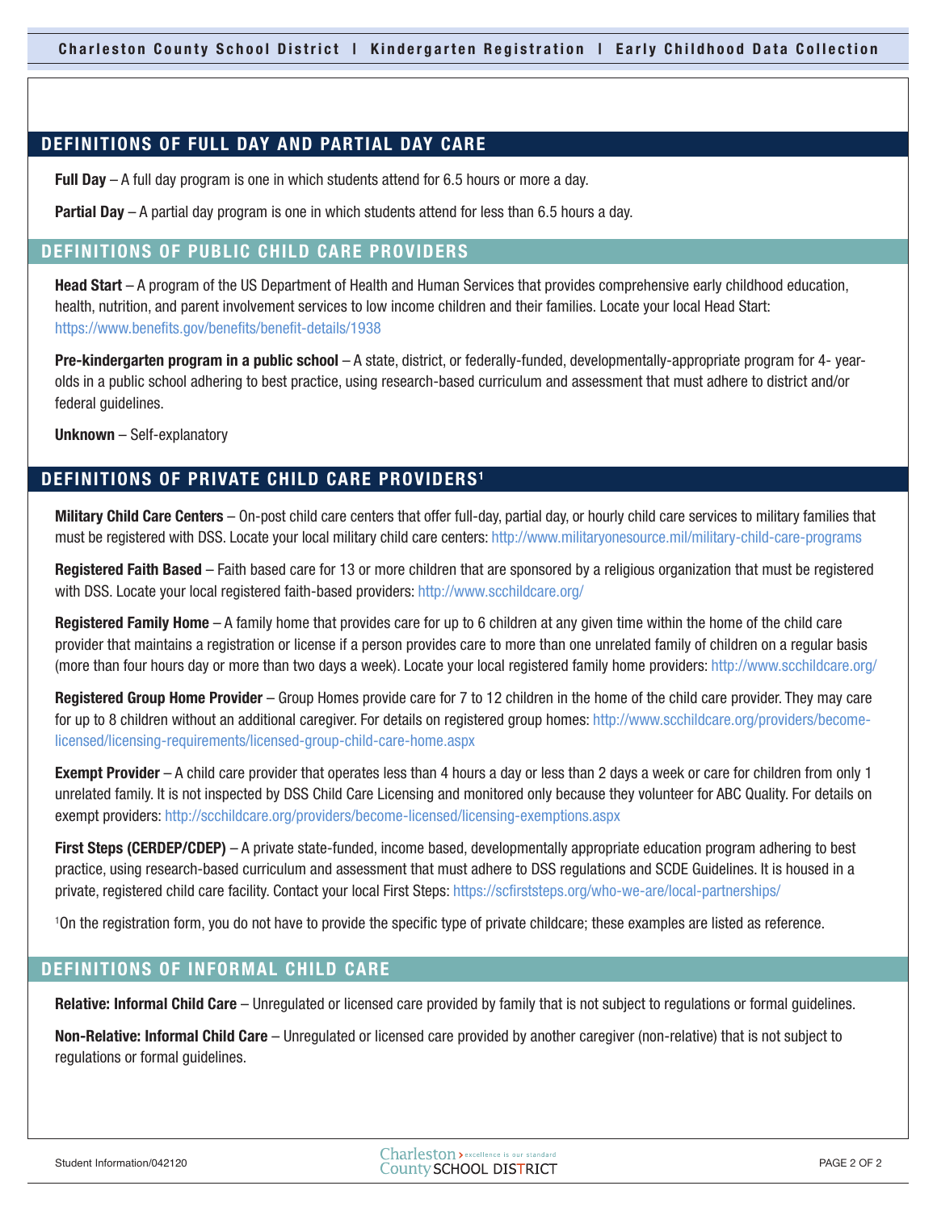## DEFINITIONS OF FULL DAY AND PARTIAL DAY CARE

**Full Day** – A full day program is one in which students attend for 6.5 hours or more a day.

**Partial Day** – A partial day program is one in which students attend for less than 6.5 hours a day.

## DEFINITIONS OF PUBLIC CHILD CARE PROVIDERS

**Head Start** – A program of the US Department of Health and Human Services that provides comprehensive early childhood education, health, nutrition, and parent involvement services to low income children and their families. Locate your local Head Start: https://www.benefits.gov/benefits/benefit-details/1938

**Pre-kindergarten program in a public school** – A state, district, or federally-funded, developmentally-appropriate program for 4- year-olds in a public school adhering to best practice, using research-based curriculum and assessment that must adhere to district and/or federal guidelines.

**Unknown** – Self-explanatory

## DEFINITIONS OF PRIVATE CHILD CARE PROVIDERS[1]

**Military Child Care Centers** – On-post child care centers that offer full-day, partial day, or hourly child care services to military families that must be registered with DSS. Locate your local military child care centers: http://www.militaryonesource.mil/military-child-care-programs

**Registered Faith Based** – Faith based care for 13 or more children that are sponsored by a religious organization that must be registered with DSS. Locate your local registered faith-based providers: http://www.scchildcare.org/

**Registered Family Home** – A family home that provides care for up to 6 children at any given time within the home of the child care provider that maintains a registration or license if a person provides care to more than one unrelated family of children on a regular basis (more than four hours day or more than two days a week). Locate your local registered family home providers: http://www.scchildcare.org/

**Registered Group Home Provider** – Group Homes provide care for 7 to 12 children in the home of the child care provider. They may care for up to 8 children without an additional caregiver. For details on registered group homes: http://www.scchildcare.org/providers/become-licensed/licensing-requirements/licensed-group-child-care-home.aspx

**Exempt Provider** – A child care provider that operates less than 4 hours a day or less than 2 days a week or care for children from only 1 unrelated family. It is not inspected by DSS Child Care Licensing and monitored only because they volunteer for ABC Quality. For details on exempt providers: http://scchildcare.org/providers/become-licensed/licensing-exemptions.aspx

**First Steps (CERDEP/CDEP)** – A private state-funded, income based, developmentally appropriate education program adhering to best practice, using research-based curriculum and assessment that must adhere to DSS regulations and SCDE Guidelines. It is housed in a private, registered child care facility. Contact your local First Steps: https://scfirststeps.org/who-we-are/local-partnerships/

[1]On the registration form, you do not have to provide the specific type of private childcare; these examples are listed as reference.

## DEFINITIONS OF INFORMAL CHILD CARE

**Relative: Informal Child Care** – Unregulated or licensed care provided by family that is not subject to regulations or formal guidelines.

**Non-Relative: Informal Child Care** – Unregulated or licensed care provided by another caregiver (non-relative) that is not subject to regulations or formal guidelines.

Student Information/042120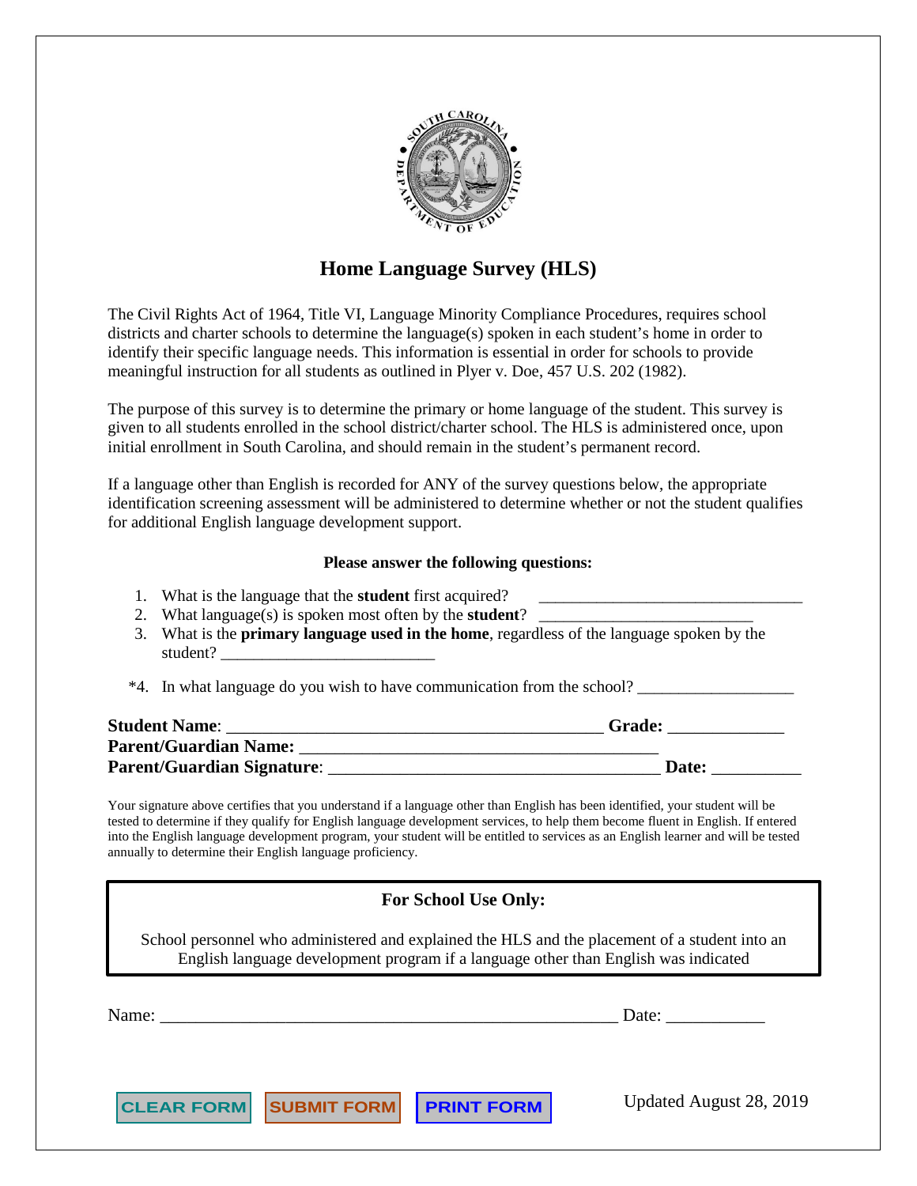# Home Language Survey (HLS)

The Civil Rights Act of 1964, Title VI, Language Minority Compliance Procedures, requires school districts and charter schools to determine the language(s) spoken in each student's home in order to identify their specific language needs. This information is essential in order for schools to provide meaningful instruction for all students as outlined in Plyer v. Doe, 457 U.S. 202 (1982).

The purpose of this survey is to determine the primary or home language of the student. This survey is given to all students enrolled in the school district/charter school. The HLS is administered once, upon initial enrollment in South Carolina, and should remain in the student's permanent record.

If a language other than English is recorded for ANY of the survey questions below, the appropriate identification screening assessment will be administered to determine whether or not the student qualifies for additional English language development support.

**Please answer the following questions:**

1. What is the language that the **student** first acquired? ________________________________
2. What language(s) is spoken most often by the **student**? ___________________________
3. What is the **primary language used in the home**, regardless of the language spoken by the student? ___________________________

*4. In what language do you wish to have communication from the school? ___________________

**Student Name**: _____________________________________________ **Grade:** _____________
**Parent/Guardian Name:** ___________________________________________
**Parent/Guardian Signature**: ______________________________________ **Date:** __________

Your signature above certifies that you understand if a language other than English has been identified, your student will be tested to determine if they qualify for English language development services, to help them become fluent in English. If entered into the English language development program, your student will be entitled to services as an English learner and will be tested annually to determine their English language proficiency.

**For School Use Only:**

School personnel who administered and explained the HLS and the placement of a student into an English language development program if a language other than English was indicated

Name: ______________________________________________________ Date: ___________

CLEAR FORM SUBMIT FORM PRINT FORM

Updated August 28, 2019